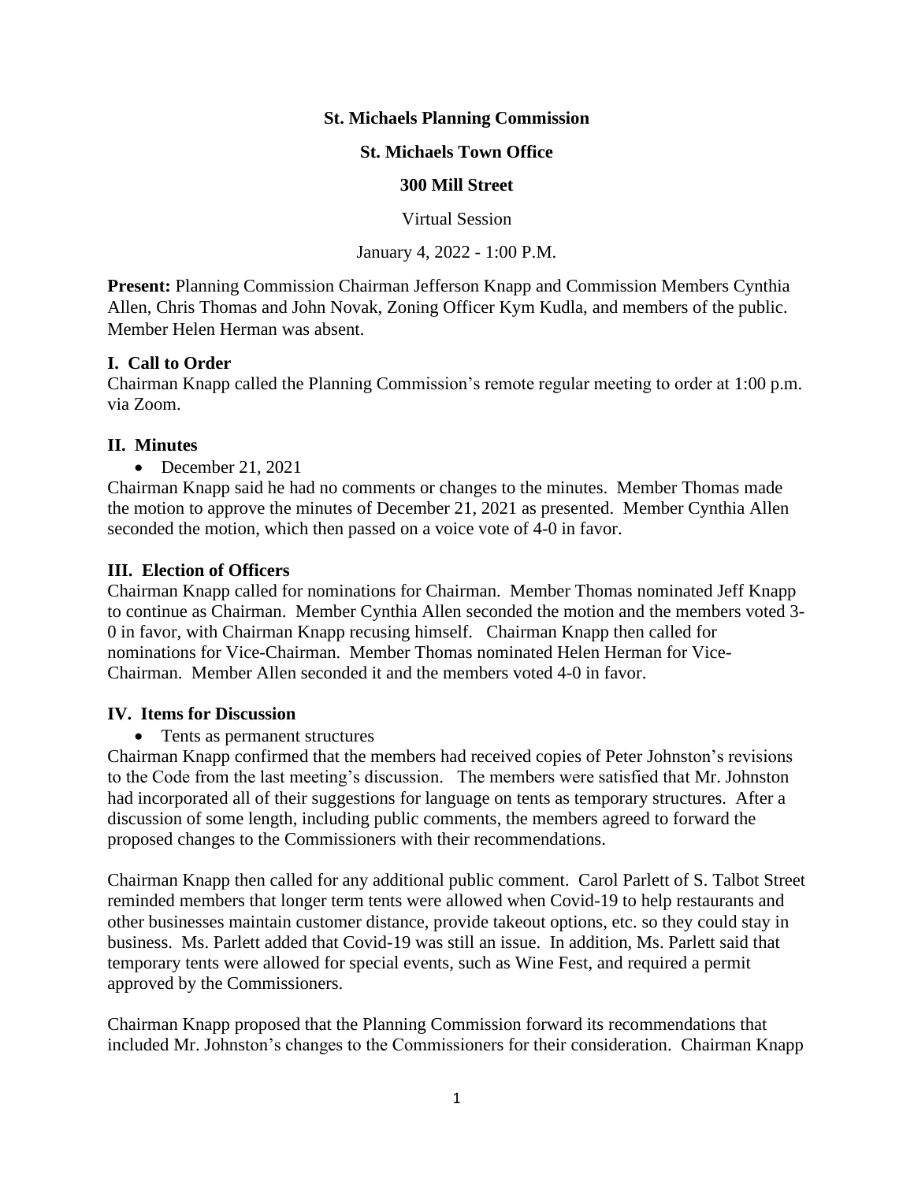**St. Michaels Planning Commission**

**St. Michaels Town Office**

**300 Mill Street**

Virtual Session

January 4, 2022 - 1:00 P.M.

**Present:** Planning Commission Chairman Jefferson Knapp and Commission Members Cynthia Allen, Chris Thomas and John Novak, Zoning Officer Kym Kudla, and members of the public. Member Helen Herman was absent.

**I. Call to Order**

Chairman Knapp called the Planning Commission's remote regular meeting to order at 1:00 p.m. via Zoom.

**II. Minutes**

- December 21, 2021

Chairman Knapp said he had no comments or changes to the minutes. Member Thomas made the motion to approve the minutes of December 21, 2021 as presented. Member Cynthia Allen seconded the motion, which then passed on a voice vote of 4-0 in favor.

**III. Election of Officers**

Chairman Knapp called for nominations for Chairman. Member Thomas nominated Jeff Knapp to continue as Chairman. Member Cynthia Allen seconded the motion and the members voted 3-0 in favor, with Chairman Knapp recusing himself. Chairman Knapp then called for nominations for Vice-Chairman. Member Thomas nominated Helen Herman for Vice-Chairman. Member Allen seconded it and the members voted 4-0 in favor.

**IV. Items for Discussion**

- Tents as permanent structures

Chairman Knapp confirmed that the members had received copies of Peter Johnston's revisions to the Code from the last meeting's discussion. The members were satisfied that Mr. Johnston had incorporated all of their suggestions for language on tents as temporary structures. After a discussion of some length, including public comments, the members agreed to forward the proposed changes to the Commissioners with their recommendations.

Chairman Knapp then called for any additional public comment. Carol Parlett of S. Talbot Street reminded members that longer term tents were allowed when Covid-19 to help restaurants and other businesses maintain customer distance, provide takeout options, etc. so they could stay in business. Ms. Parlett added that Covid-19 was still an issue. In addition, Ms. Parlett said that temporary tents were allowed for special events, such as Wine Fest, and required a permit approved by the Commissioners.

Chairman Knapp proposed that the Planning Commission forward its recommendations that included Mr. Johnston's changes to the Commissioners for their consideration. Chairman Knapp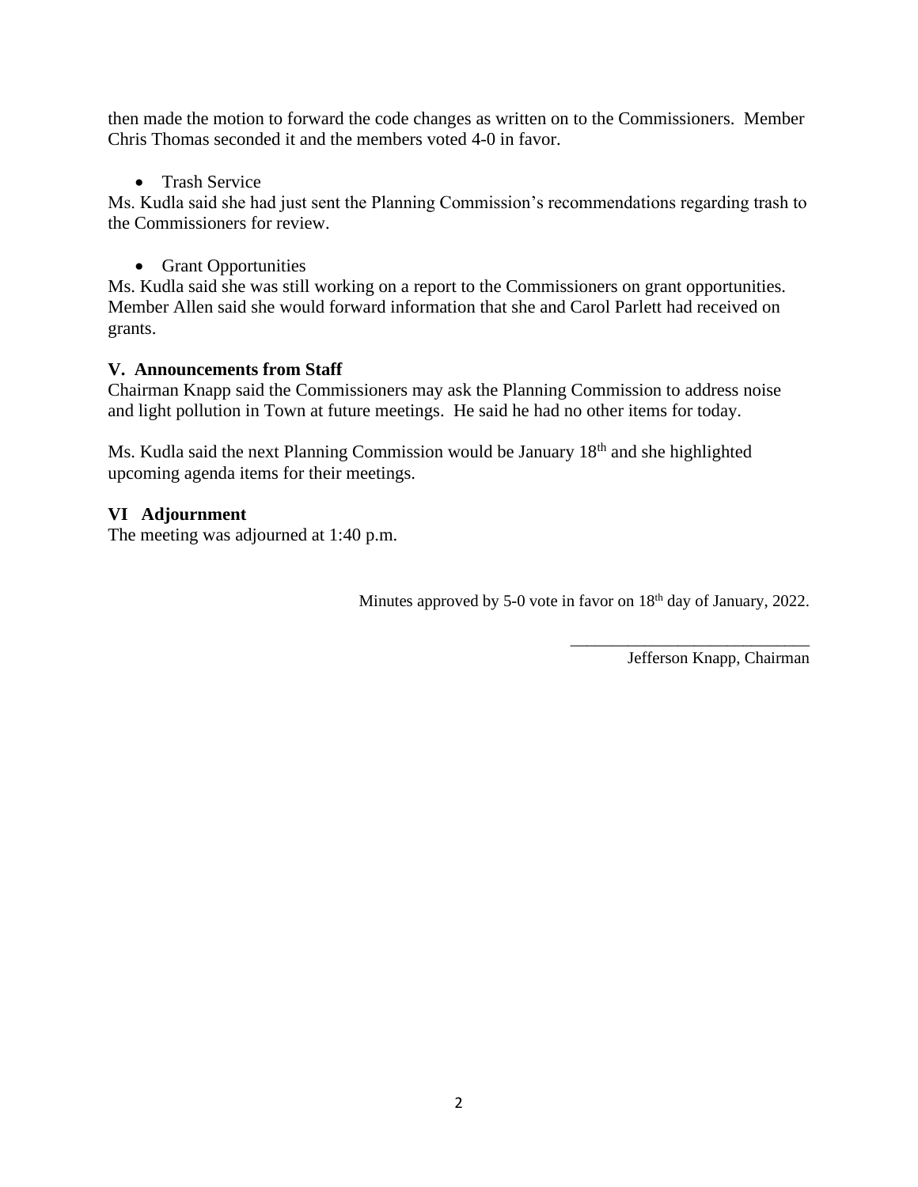then made the motion to forward the code changes as written on to the Commissioners. Member Chris Thomas seconded it and the members voted 4-0 in favor.

- Trash Service

Ms. Kudla said she had just sent the Planning Commission's recommendations regarding trash to the Commissioners for review.

- Grant Opportunities

Ms. Kudla said she was still working on a report to the Commissioners on grant opportunities. Member Allen said she would forward information that she and Carol Parlett had received on grants.

**V. Announcements from Staff**

Chairman Knapp said the Commissioners may ask the Planning Commission to address noise and light pollution in Town at future meetings. He said he had no other items for today.

Ms. Kudla said the next Planning Commission would be January 18th and she highlighted upcoming agenda items for their meetings.

**VI Adjournment**

The meeting was adjourned at 1:40 p.m.

Minutes approved by 5-0 vote in favor on 18th day of January, 2022.

\_\_\_\_\_\_\_\_\_\_\_\_\_\_\_\_\_\_\_\_\_\_\_\_\_\_\_\_\_

Jefferson Knapp, Chairman